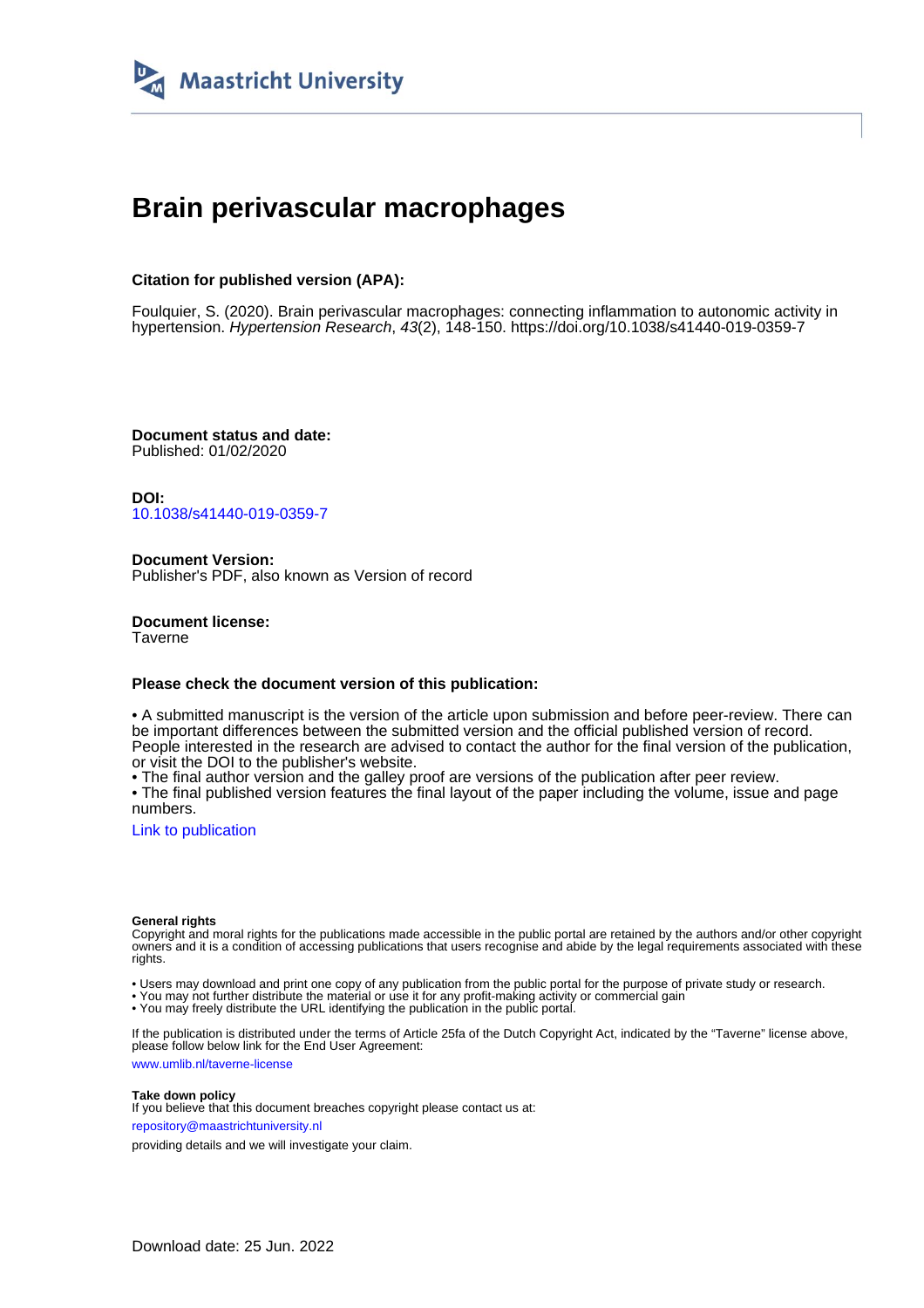Maastricht University

# Brain perivascular macrophages

**Citation for published version (APA):**

Foulquier, S. (2020). Brain perivascular macrophages: connecting inflammation to autonomic activity in hypertension. *Hypertension Research*, *43*(2), 148-150. https://doi.org/10.1038/s41440-019-0359-7

**Document status and date:**
Published: 01/02/2020

**DOI:**
10.1038/s41440-019-0359-7

**Document Version:**
Publisher's PDF, also known as Version of record

**Document license:**
Taverne

**Please check the document version of this publication:**

• A submitted manuscript is the version of the article upon submission and before peer-review. There can be important differences between the submitted version and the official published version of record. People interested in the research are advised to contact the author for the final version of the publication, or visit the DOI to the publisher's website.
• The final author version and the galley proof are versions of the publication after peer review.
• The final published version features the final layout of the paper including the volume, issue and page numbers.

Link to publication

**General rights**
Copyright and moral rights for the publications made accessible in the public portal are retained by the authors and/or other copyright owners and it is a condition of accessing publications that users recognise and abide by the legal requirements associated with these rights.

• Users may download and print one copy of any publication from the public portal for the purpose of private study or research.
• You may not further distribute the material or use it for any profit-making activity or commercial gain
• You may freely distribute the URL identifying the publication in the public portal.

If the publication is distributed under the terms of Article 25fa of the Dutch Copyright Act, indicated by the "Taverne" license above, please follow below link for the End User Agreement:

www.umlib.nl/taverne-license

**Take down policy**
If you believe that this document breaches copyright please contact us at:

repository@maastrichtuniversity.nl

providing details and we will investigate your claim.

Download date: 25 Jun. 2022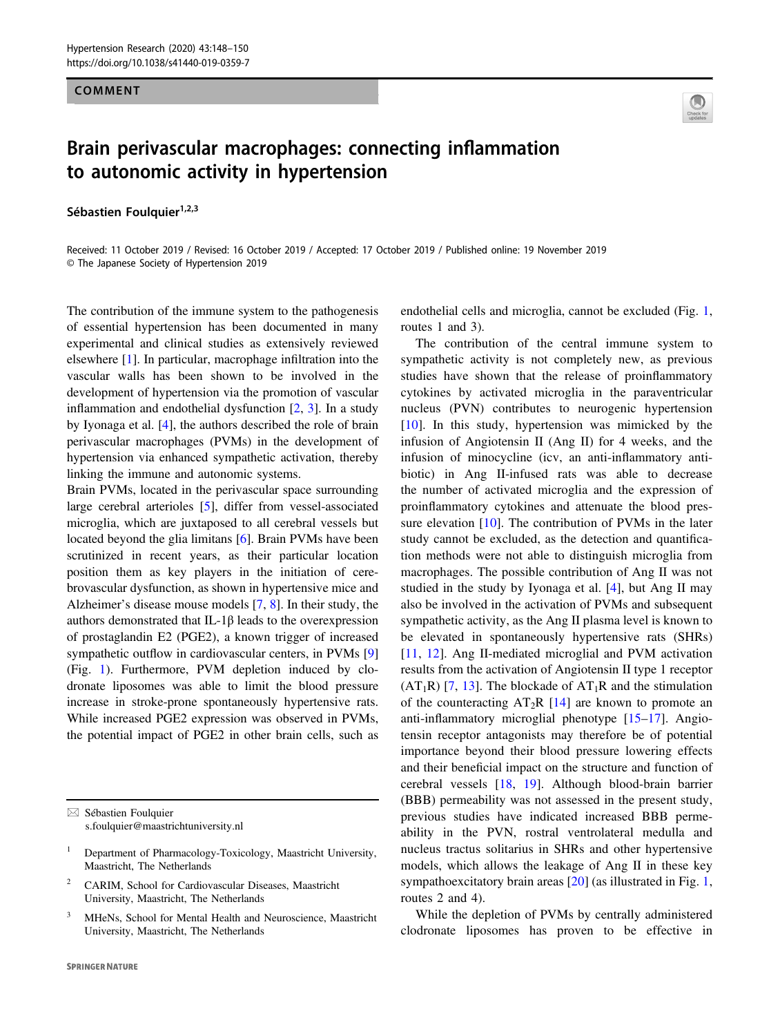COMMENT

# Brain perivascular macrophages: connecting inflammation to autonomic activity in hypertension

Sébastien Foulquier[1,2,3]

Received: 11 October 2019 / Revised: 16 October 2019 / Accepted: 17 October 2019 / Published online: 19 November 2019
© The Japanese Society of Hypertension 2019

The contribution of the immune system to the pathogenesis of essential hypertension has been documented in many experimental and clinical studies as extensively reviewed elsewhere [1]. In particular, macrophage infiltration into the vascular walls has been shown to be involved in the development of hypertension via the promotion of vascular inflammation and endothelial dysfunction [2, 3]. In a study by Iyonaga et al. [4], the authors described the role of brain perivascular macrophages (PVMs) in the development of hypertension via enhanced sympathetic activation, thereby linking the immune and autonomic systems.

Brain PVMs, located in the perivascular space surrounding large cerebral arterioles [5], differ from vessel-associated microglia, which are juxtaposed to all cerebral vessels but located beyond the glia limitans [6]. Brain PVMs have been scrutinized in recent years, as their particular location position them as key players in the initiation of cerebrovascular dysfunction, as shown in hypertensive mice and Alzheimer's disease mouse models [7, 8]. In their study, the authors demonstrated that IL-1β leads to the overexpression of prostaglandin E2 (PGE2), a known trigger of increased sympathetic outflow in cardiovascular centers, in PVMs [9] (Fig. 1). Furthermore, PVM depletion induced by clodronate liposomes was able to limit the blood pressure increase in stroke-prone spontaneously hypertensive rats. While increased PGE2 expression was observed in PVMs, the potential impact of PGE2 in other brain cells, such as endothelial cells and microglia, cannot be excluded (Fig. 1, routes 1 and 3).

The contribution of the central immune system to sympathetic activity is not completely new, as previous studies have shown that the release of proinflammatory cytokines by activated microglia in the paraventricular nucleus (PVN) contributes to neurogenic hypertension [10]. In this study, hypertension was mimicked by the infusion of Angiotensin II (Ang II) for 4 weeks, and the infusion of minocycline (icv, an anti-inflammatory antibiotic) in Ang II-infused rats was able to decrease the number of activated microglia and the expression of proinflammatory cytokines and attenuate the blood pressure elevation [10]. The contribution of PVMs in the later study cannot be excluded, as the detection and quantification methods were not able to distinguish microglia from macrophages. The possible contribution of Ang II was not studied in the study by Iyonaga et al. [4], but Ang II may also be involved in the activation of PVMs and subsequent sympathetic activity, as the Ang II plasma level is known to be elevated in spontaneously hypertensive rats (SHRs) [11, 12]. Ang II-mediated microglial and PVM activation results from the activation of Angiotensin II type 1 receptor ($AT_1R$) [7, 13]. The blockade of $AT_1R$ and the stimulation of the counteracting $AT_2R$ [14] are known to promote an anti-inflammatory microglial phenotype [15–17]. Angiotensin receptor antagonists may therefore be of potential importance beyond their blood pressure lowering effects and their beneficial impact on the structure and function of cerebral vessels [18, 19]. Although blood-brain barrier (BBB) permeability was not assessed in the present study, previous studies have indicated increased BBB permeability in the PVN, rostral ventrolateral medulla and nucleus tractus solitarius in SHRs and other hypertensive models, which allows the leakage of Ang II in these key sympathoexcitatory brain areas [20] (as illustrated in Fig. 1, routes 2 and 4).

While the depletion of PVMs by centrally administered clodronate liposomes has proven to be effective in

✉ Sébastien Foulquier
s.foulquier@maastrichtuniversity.nl

1 Department of Pharmacology-Toxicology, Maastricht University, Maastricht, The Netherlands

2 CARIM, School for Cardiovascular Diseases, Maastricht University, Maastricht, The Netherlands

3 MHeNs, School for Mental Health and Neuroscience, Maastricht University, Maastricht, The Netherlands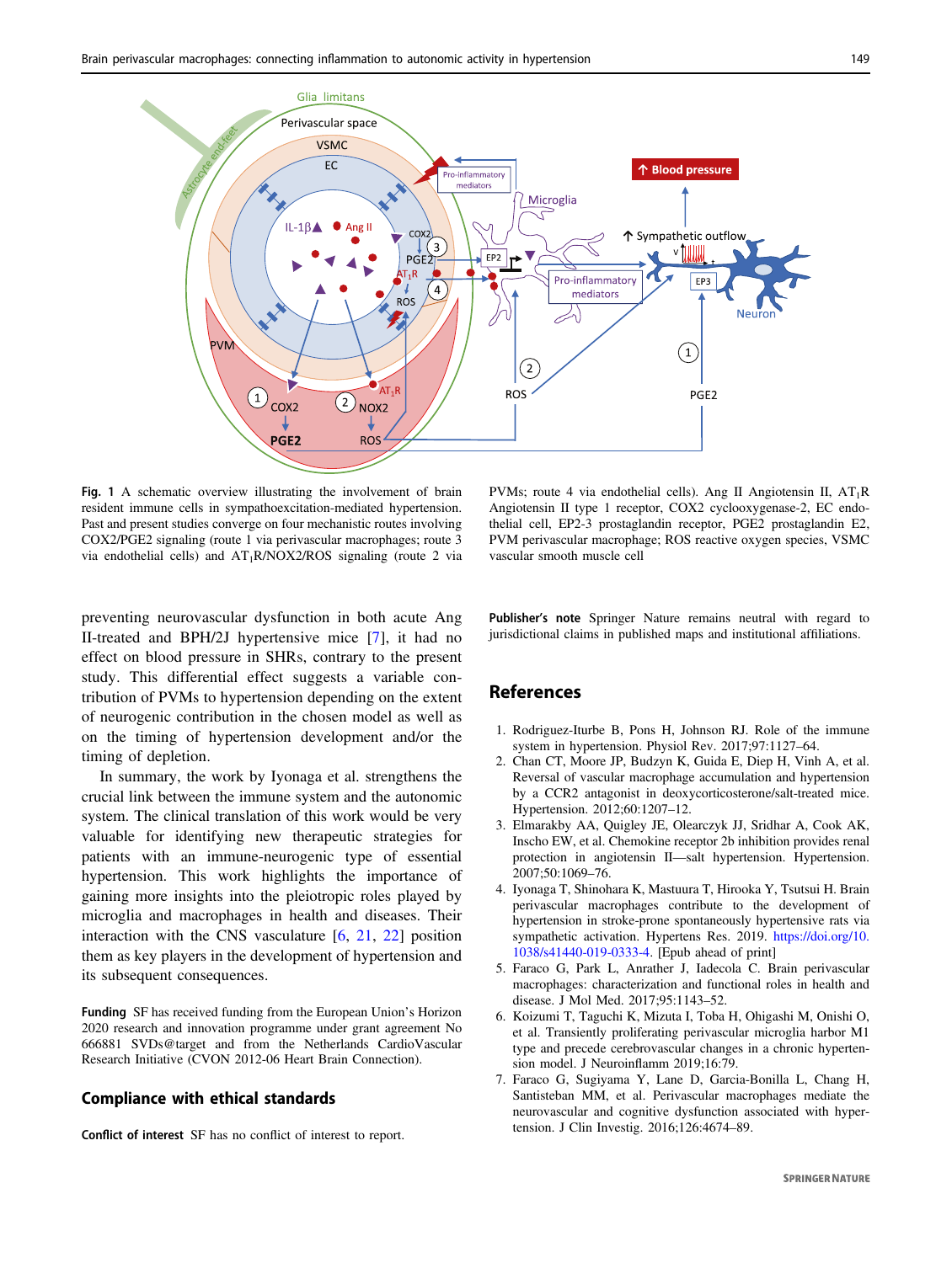**Fig. 1** A schematic overview illustrating the involvement of brain resident immune cells in sympathoexcitation-mediated hypertension. Past and present studies converge on four mechanistic routes involving COX2/PGE2 signaling (route 1 via perivascular macrophages; route 3 via endothelial cells) and $AT_1R$/NOX2/ROS signaling (route 2 via PVMs; route 4 via endothelial cells). Ang II Angiotensin II, $AT_1R$ Angiotensin II type 1 receptor, COX2 cyclooxygenase-2, EC endothelial cell, EP2-3 prostaglandin receptor, PGE2 prostaglandin E2, PVM perivascular macrophage; ROS reactive oxygen species, VSMC vascular smooth muscle cell

preventing neurovascular dysfunction in both acute Ang II-treated and BPH/2J hypertensive mice [7], it had no effect on blood pressure in SHRs, contrary to the present study. This differential effect suggests a variable contribution of PVMs to hypertension depending on the extent of neurogenic contribution in the chosen model as well as on the timing of hypertension development and/or the timing of depletion.

In summary, the work by Iyonaga et al. strengthens the crucial link between the immune system and the autonomic system. The clinical translation of this work would be very valuable for identifying new therapeutic strategies for patients with an immune-neurogenic type of essential hypertension. This work highlights the importance of gaining more insights into the pleiotropic roles played by microglia and macrophages in health and diseases. Their interaction with the CNS vasculature [6, 21, 22] position them as key players in the development of hypertension and its subsequent consequences.

**Funding** SF has received funding from the European Union's Horizon 2020 research and innovation programme under grant agreement No 666881 SVDs@target and from the Netherlands CardioVascular Research Initiative (CVON 2012-06 Heart Brain Connection).

## Compliance with ethical standards

**Conflict of interest** SF has no conflict of interest to report.

**Publisher's note** Springer Nature remains neutral with regard to jurisdictional claims in published maps and institutional affiliations.

## References

1. Rodriguez-Iturbe B, Pons H, Johnson RJ. Role of the immune system in hypertension. Physiol Rev. 2017;97:1127–64.
2. Chan CT, Moore JP, Budzyn K, Guida E, Diep H, Vinh A, et al. Reversal of vascular macrophage accumulation and hypertension by a CCR2 antagonist in deoxycorticosterone/salt-treated mice. Hypertension. 2012;60:1207–12.
3. Elmarakby AA, Quigley JE, Olearczyk JJ, Sridhar A, Cook AK, Inscho EW, et al. Chemokine receptor 2b inhibition provides renal protection in angiotensin II—salt hypertension. Hypertension. 2007;50:1069–76.
4. Iyonaga T, Shinohara K, Mastuura T, Hirooka Y, Tsutsui H. Brain perivascular macrophages contribute to the development of hypertension in stroke-prone spontaneously hypertensive rats via sympathetic activation. Hypertens Res. 2019. https://doi.org/10.1038/s41440-019-0333-4. [Epub ahead of print]
5. Faraco G, Park L, Anrather J, Iadecola C. Brain perivascular macrophages: characterization and functional roles in health and disease. J Mol Med. 2017;95:1143–52.
6. Koizumi T, Taguchi K, Mizuta I, Toba H, Ohigashi M, Onishi O, et al. Transiently proliferating perivascular microglia harbor M1 type and precede cerebrovascular changes in a chronic hypertension model. J Neuroinflamm 2019;16:79.
7. Faraco G, Sugiyama Y, Lane D, Garcia-Bonilla L, Chang H, Santisteban MM, et al. Perivascular macrophages mediate the neurovascular and cognitive dysfunction associated with hypertension. J Clin Investig. 2016;126:4674–89.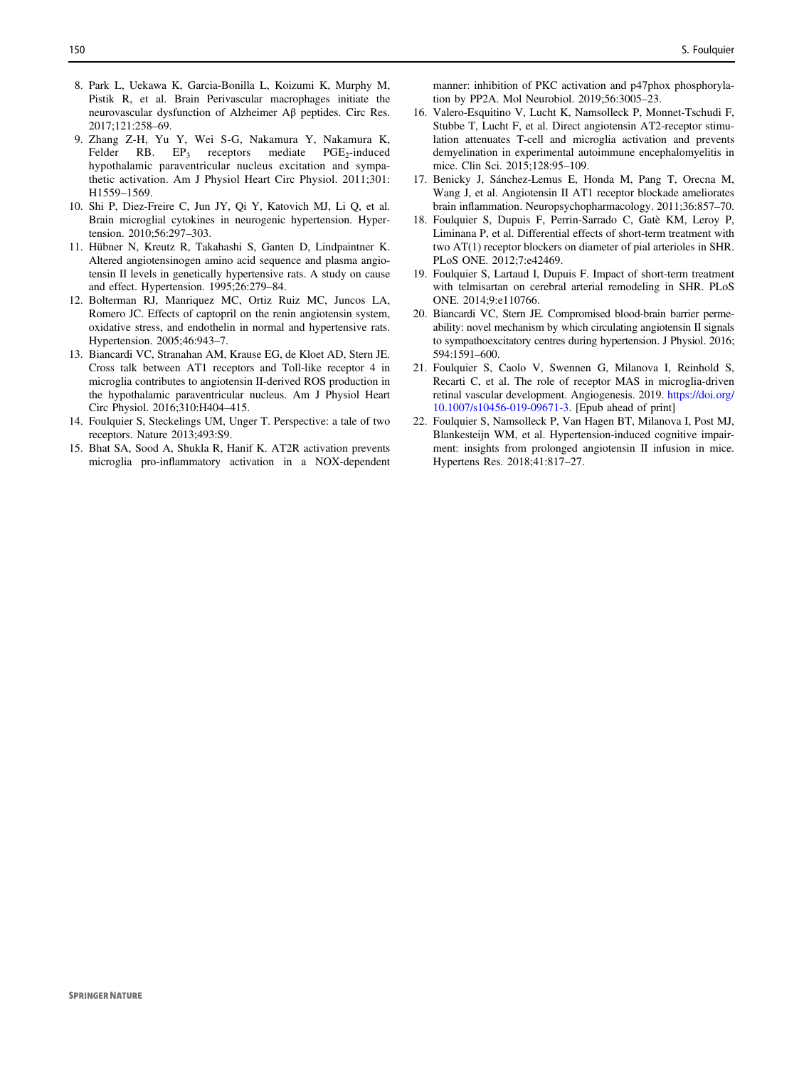8. Park L, Uekawa K, Garcia-Bonilla L, Koizumi K, Murphy M, Pistik R, et al. Brain Perivascular macrophages initiate the neurovascular dysfunction of Alzheimer Aβ peptides. Circ Res. 2017;121:258–69.
9. Zhang Z-H, Yu Y, Wei S-G, Nakamura Y, Nakamura K, Felder RB. $EP_3$ receptors mediate $PGE_2$-induced hypothalamic paraventricular nucleus excitation and sympathetic activation. Am J Physiol Heart Circ Physiol. 2011;301: H1559–1569.
10. Shi P, Diez-Freire C, Jun JY, Qi Y, Katovich MJ, Li Q, et al. Brain microglial cytokines in neurogenic hypertension. Hypertension. 2010;56:297–303.
11. Hübner N, Kreutz R, Takahashi S, Ganten D, Lindpaintner K. Altered angiotensinogen amino acid sequence and plasma angiotensin II levels in genetically hypertensive rats. A study on cause and effect. Hypertension. 1995;26:279–84.
12. Bolterman RJ, Manriquez MC, Ortiz Ruiz MC, Juncos LA, Romero JC. Effects of captopril on the renin angiotensin system, oxidative stress, and endothelin in normal and hypertensive rats. Hypertension. 2005;46:943–7.
13. Biancardi VC, Stranahan AM, Krause EG, de Kloet AD, Stern JE. Cross talk between AT1 receptors and Toll-like receptor 4 in microglia contributes to angiotensin II-derived ROS production in the hypothalamic paraventricular nucleus. Am J Physiol Heart Circ Physiol. 2016;310:H404–415.
14. Foulquier S, Steckelings UM, Unger T. Perspective: a tale of two receptors. Nature 2013;493:S9.
15. Bhat SA, Sood A, Shukla R, Hanif K. AT2R activation prevents microglia pro-inflammatory activation in a NOX-dependent manner: inhibition of PKC activation and p47phox phosphorylation by PP2A. Mol Neurobiol. 2019;56:3005–23.
16. Valero-Esquitino V, Lucht K, Namsolleck P, Monnet-Tschudi F, Stubbe T, Lucht F, et al. Direct angiotensin AT2-receptor stimulation attenuates T-cell and microglia activation and prevents demyelination in experimental autoimmune encephalomyelitis in mice. Clin Sci. 2015;128:95–109.
17. Benicky J, Sánchez-Lemus E, Honda M, Pang T, Orecna M, Wang J, et al. Angiotensin II AT1 receptor blockade ameliorates brain inflammation. Neuropsychopharmacology. 2011;36:857–70.
18. Foulquier S, Dupuis F, Perrin-Sarrado C, Gatè KM, Leroy P, Liminana P, et al. Differential effects of short-term treatment with two AT(1) receptor blockers on diameter of pial arterioles in SHR. PLoS ONE. 2012;7:e42469.
19. Foulquier S, Lartaud I, Dupuis F. Impact of short-term treatment with telmisartan on cerebral arterial remodeling in SHR. PLoS ONE. 2014;9:e110766.
20. Biancardi VC, Stern JE. Compromised blood-brain barrier permeability: novel mechanism by which circulating angiotensin II signals to sympathoexcitatory centres during hypertension. J Physiol. 2016; 594:1591–600.
21. Foulquier S, Caolo V, Swennen G, Milanova I, Reinhold S, Recarti C, et al. The role of receptor MAS in microglia-driven retinal vascular development. Angiogenesis. 2019. https://doi.org/10.1007/s10456-019-09671-3. [Epub ahead of print]
22. Foulquier S, Namsolleck P, Van Hagen BT, Milanova I, Post MJ, Blankesteijn WM, et al. Hypertension-induced cognitive impairment: insights from prolonged angiotensin II infusion in mice. Hypertens Res. 2018;41:817–27.